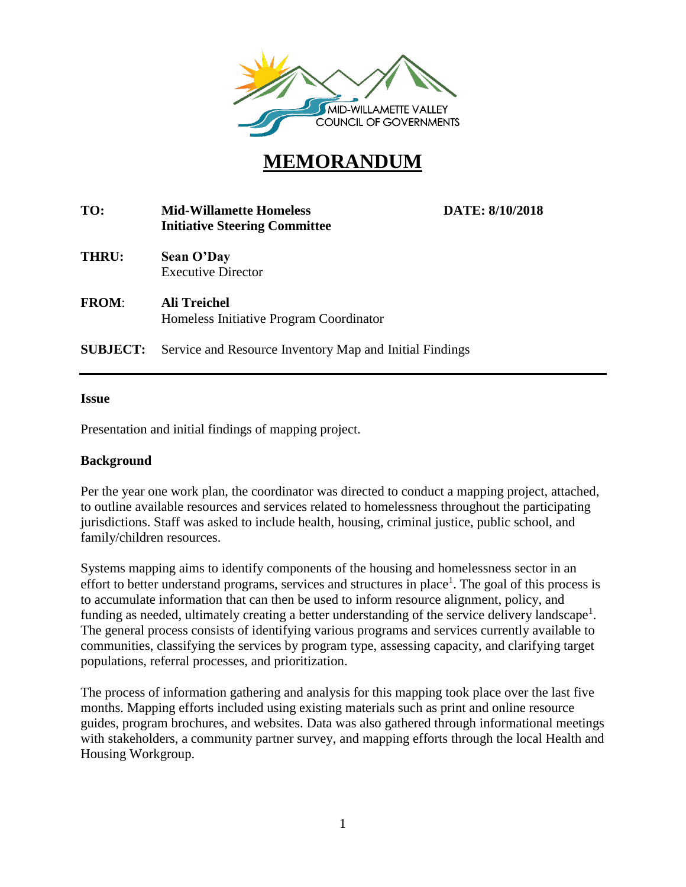MID-WILLAMETTE VALLEY COUNCIL OF GOVERNMENTS

# MEMORANDUM

**TO:** **Mid-Willamette Homeless Initiative Steering Committee** **DATE: 8/10/2018**

**THRU:** **Sean O'Day**
Executive Director

**FROM:** **Ali Treichel**
Homeless Initiative Program Coordinator

**SUBJECT:** Service and Resource Inventory Map and Initial Findings

---

### Issue

Presentation and initial findings of mapping project.

### Background

Per the year one work plan, the coordinator was directed to conduct a mapping project, attached, to outline available resources and services related to homelessness throughout the participating jurisdictions. Staff was asked to include health, housing, criminal justice, public school, and family/children resources.

Systems mapping aims to identify components of the housing and homelessness sector in an effort to better understand programs, services and structures in place[1]. The goal of this process is to accumulate information that can then be used to inform resource alignment, policy, and funding as needed, ultimately creating a better understanding of the service delivery landscape[1]. The general process consists of identifying various programs and services currently available to communities, classifying the services by program type, assessing capacity, and clarifying target populations, referral processes, and prioritization.

The process of information gathering and analysis for this mapping took place over the last five months. Mapping efforts included using existing materials such as print and online resource guides, program brochures, and websites. Data was also gathered through informational meetings with stakeholders, a community partner survey, and mapping efforts through the local Health and Housing Workgroup.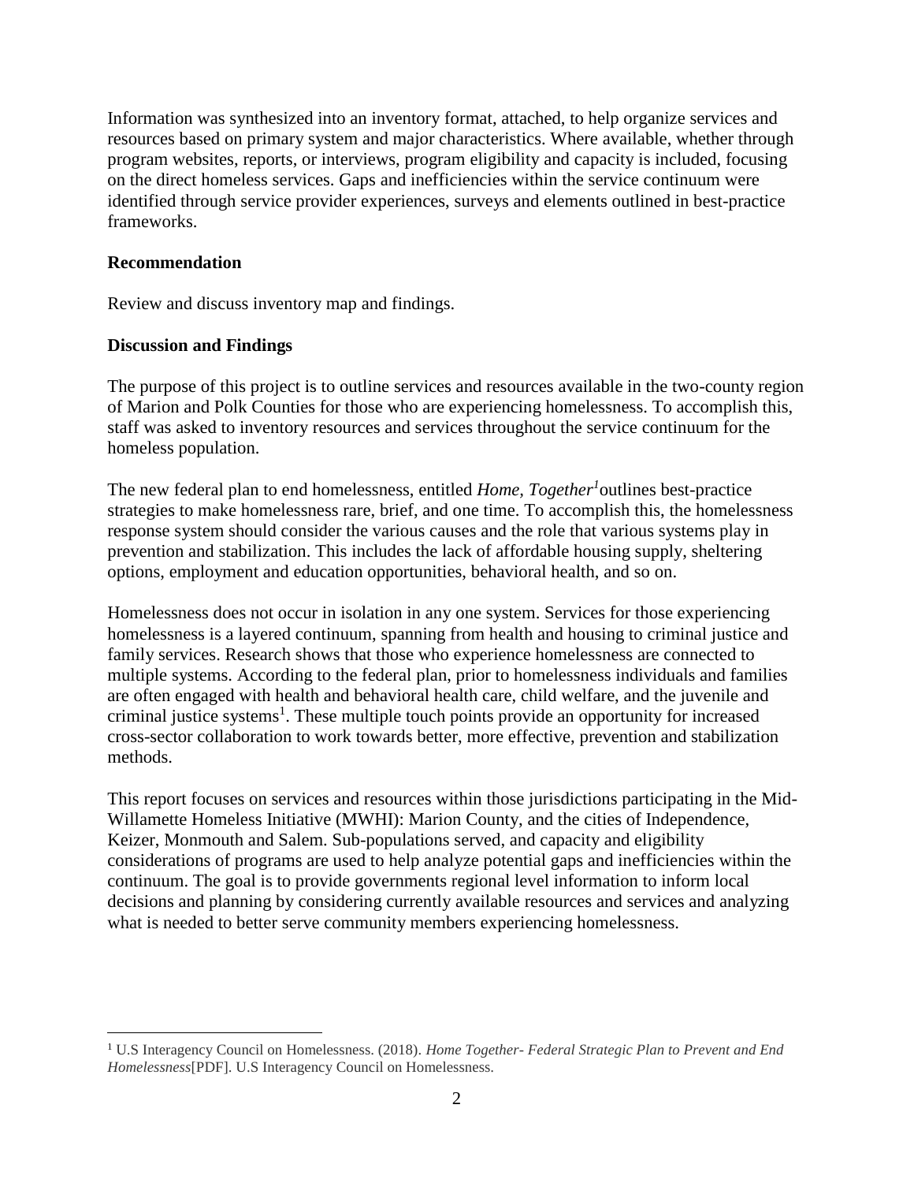Information was synthesized into an inventory format, attached, to help organize services and resources based on primary system and major characteristics. Where available, whether through program websites, reports, or interviews, program eligibility and capacity is included, focusing on the direct homeless services. Gaps and inefficiencies within the service continuum were identified through service provider experiences, surveys and elements outlined in best-practice frameworks.

**Recommendation**

Review and discuss inventory map and findings.

**Discussion and Findings**

The purpose of this project is to outline services and resources available in the two-county region of Marion and Polk Counties for those who are experiencing homelessness. To accomplish this, staff was asked to inventory resources and services throughout the service continuum for the homeless population.

The new federal plan to end homelessness, entitled *Home, Together*[1] outlines best-practice strategies to make homelessness rare, brief, and one time. To accomplish this, the homelessness response system should consider the various causes and the role that various systems play in prevention and stabilization. This includes the lack of affordable housing supply, sheltering options, employment and education opportunities, behavioral health, and so on.

Homelessness does not occur in isolation in any one system. Services for those experiencing homelessness is a layered continuum, spanning from health and housing to criminal justice and family services. Research shows that those who experience homelessness are connected to multiple systems. According to the federal plan, prior to homelessness individuals and families are often engaged with health and behavioral health care, child welfare, and the juvenile and criminal justice systems[1]. These multiple touch points provide an opportunity for increased cross-sector collaboration to work towards better, more effective, prevention and stabilization methods.

This report focuses on services and resources within those jurisdictions participating in the Mid-Willamette Homeless Initiative (MWHI): Marion County, and the cities of Independence, Keizer, Monmouth and Salem. Sub-populations served, and capacity and eligibility considerations of programs are used to help analyze potential gaps and inefficiencies within the continuum. The goal is to provide governments regional level information to inform local decisions and planning by considering currently available resources and services and analyzing what is needed to better serve community members experiencing homelessness.

---

[1] U.S Interagency Council on Homelessness. (2018). *Home Together- Federal Strategic Plan to Prevent and End Homelessness*[PDF]. U.S Interagency Council on Homelessness.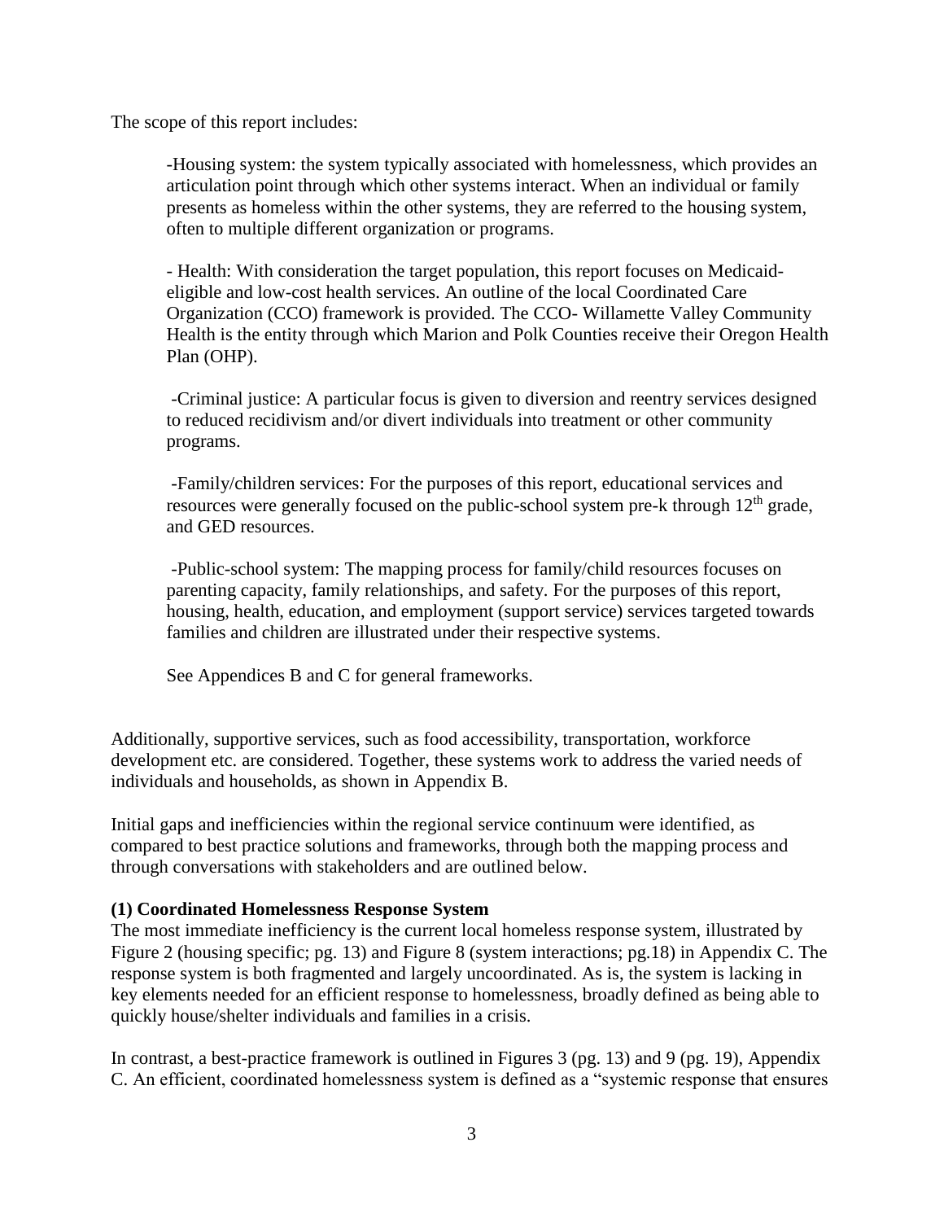The scope of this report includes:

> -Housing system: the system typically associated with homelessness, which provides an articulation point through which other systems interact. When an individual or family presents as homeless within the other systems, they are referred to the housing system, often to multiple different organization or programs.
>
> - Health: With consideration the target population, this report focuses on Medicaid-eligible and low-cost health services. An outline of the local Coordinated Care Organization (CCO) framework is provided. The CCO- Willamette Valley Community Health is the entity through which Marion and Polk Counties receive their Oregon Health Plan (OHP).
>
> -Criminal justice: A particular focus is given to diversion and reentry services designed to reduced recidivism and/or divert individuals into treatment or other community programs.
>
> -Family/children services: For the purposes of this report, educational services and resources were generally focused on the public-school system pre-k through 12th grade, and GED resources.
>
> -Public-school system: The mapping process for family/child resources focuses on parenting capacity, family relationships, and safety. For the purposes of this report, housing, health, education, and employment (support service) services targeted towards families and children are illustrated under their respective systems.
>
> See Appendices B and C for general frameworks.

Additionally, supportive services, such as food accessibility, transportation, workforce development etc. are considered. Together, these systems work to address the varied needs of individuals and households, as shown in Appendix B.

Initial gaps and inefficiencies within the regional service continuum were identified, as compared to best practice solutions and frameworks, through both the mapping process and through conversations with stakeholders and are outlined below.

**(1) Coordinated Homelessness Response System**

The most immediate inefficiency is the current local homeless response system, illustrated by Figure 2 (housing specific; pg. 13) and Figure 8 (system interactions; pg.18) in Appendix C. The response system is both fragmented and largely uncoordinated. As is, the system is lacking in key elements needed for an efficient response to homelessness, broadly defined as being able to quickly house/shelter individuals and families in a crisis.

In contrast, a best-practice framework is outlined in Figures 3 (pg. 13) and 9 (pg. 19), Appendix C. An efficient, coordinated homelessness system is defined as a "systemic response that ensures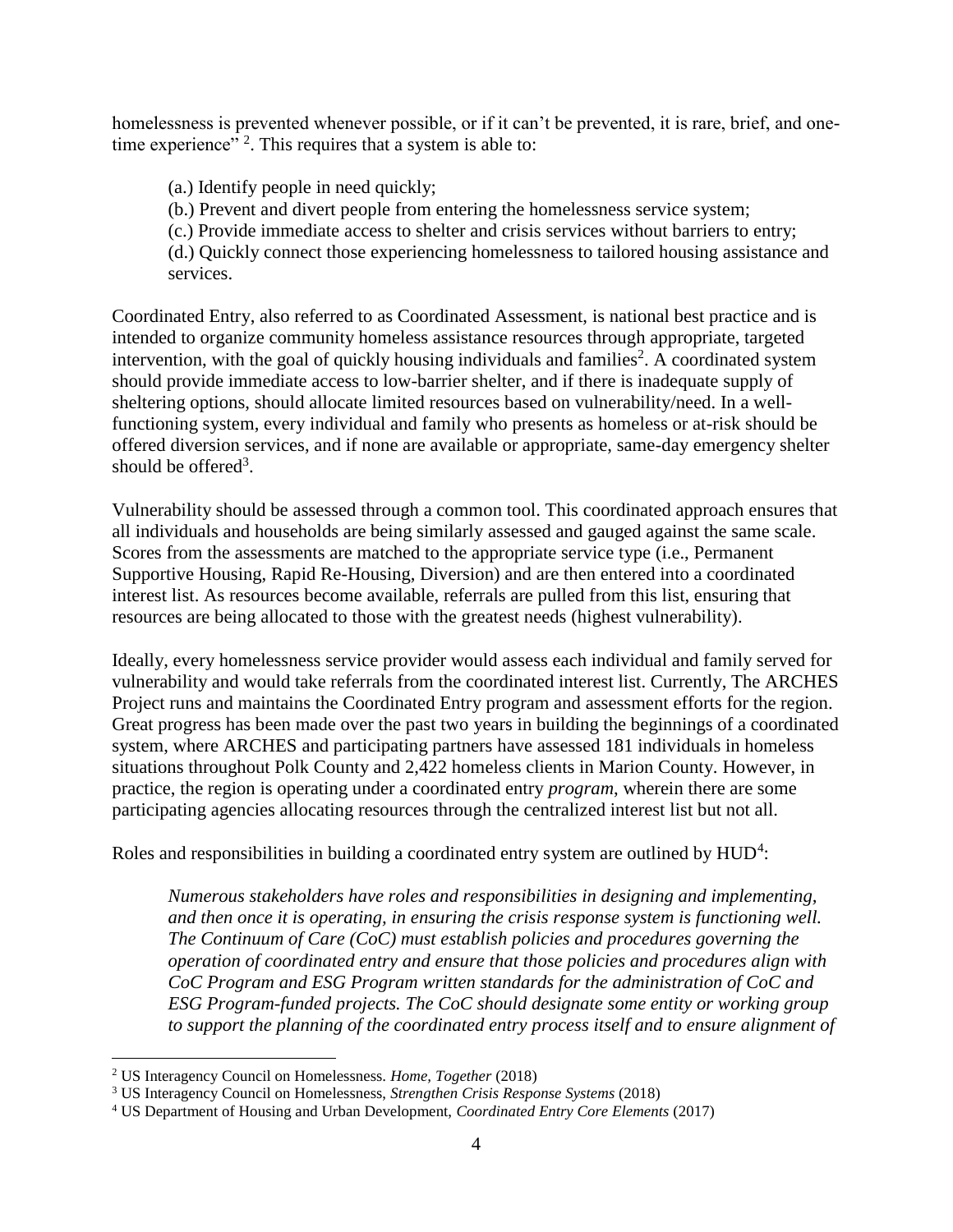homelessness is prevented whenever possible, or if it can't be prevented, it is rare, brief, and one-time experience" [2]. This requires that a system is able to:

(a.) Identify people in need quickly;
(b.) Prevent and divert people from entering the homelessness service system;
(c.) Provide immediate access to shelter and crisis services without barriers to entry;
(d.) Quickly connect those experiencing homelessness to tailored housing assistance and services.

Coordinated Entry, also referred to as Coordinated Assessment, is national best practice and is intended to organize community homeless assistance resources through appropriate, targeted intervention, with the goal of quickly housing individuals and families[2]. A coordinated system should provide immediate access to low-barrier shelter, and if there is inadequate supply of sheltering options, should allocate limited resources based on vulnerability/need. In a well-functioning system, every individual and family who presents as homeless or at-risk should be offered diversion services, and if none are available or appropriate, same-day emergency shelter should be offered[3].

Vulnerability should be assessed through a common tool. This coordinated approach ensures that all individuals and households are being similarly assessed and gauged against the same scale. Scores from the assessments are matched to the appropriate service type (i.e., Permanent Supportive Housing, Rapid Re-Housing, Diversion) and are then entered into a coordinated interest list. As resources become available, referrals are pulled from this list, ensuring that resources are being allocated to those with the greatest needs (highest vulnerability).

Ideally, every homelessness service provider would assess each individual and family served for vulnerability and would take referrals from the coordinated interest list. Currently, The ARCHES Project runs and maintains the Coordinated Entry program and assessment efforts for the region. Great progress has been made over the past two years in building the beginnings of a coordinated system, where ARCHES and participating partners have assessed 181 individuals in homeless situations throughout Polk County and 2,422 homeless clients in Marion County. However, in practice, the region is operating under a coordinated entry *program*, wherein there are some participating agencies allocating resources through the centralized interest list but not all.

Roles and responsibilities in building a coordinated entry system are outlined by HUD[4]:

> *Numerous stakeholders have roles and responsibilities in designing and implementing, and then once it is operating, in ensuring the crisis response system is functioning well. The Continuum of Care (CoC) must establish policies and procedures governing the operation of coordinated entry and ensure that those policies and procedures align with CoC Program and ESG Program written standards for the administration of CoC and ESG Program-funded projects. The CoC should designate some entity or working group to support the planning of the coordinated entry process itself and to ensure alignment of*

---

[2] US Interagency Council on Homelessness. *Home, Together* (2018)
[3] US Interagency Council on Homelessness, *Strengthen Crisis Response Systems* (2018)
[4] US Department of Housing and Urban Development, *Coordinated Entry Core Elements* (2017)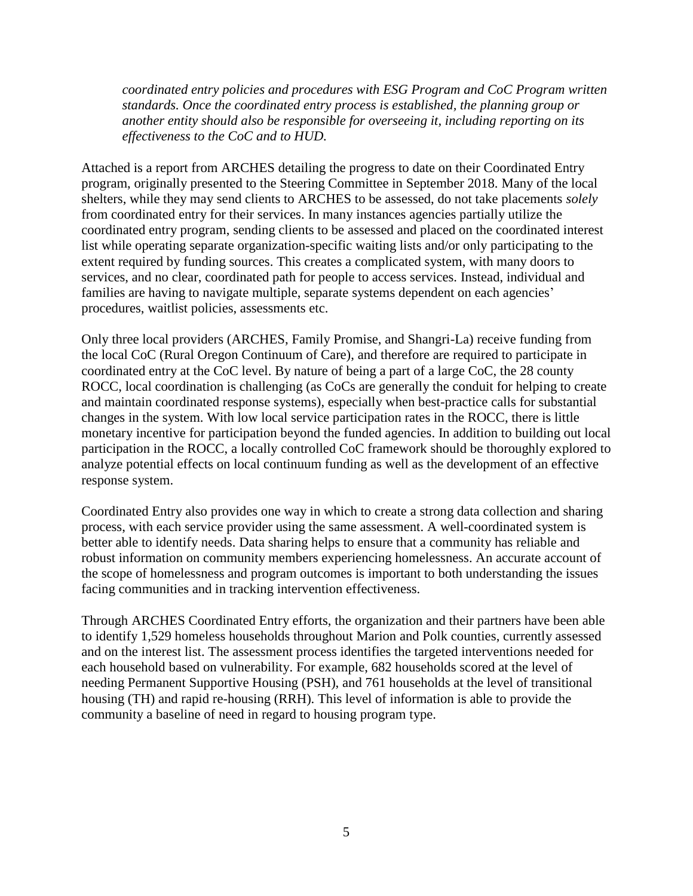*coordinated entry policies and procedures with ESG Program and CoC Program written standards. Once the coordinated entry process is established, the planning group or another entity should also be responsible for overseeing it, including reporting on its effectiveness to the CoC and to HUD.*

Attached is a report from ARCHES detailing the progress to date on their Coordinated Entry program, originally presented to the Steering Committee in September 2018. Many of the local shelters, while they may send clients to ARCHES to be assessed, do not take placements *solely* from coordinated entry for their services. In many instances agencies partially utilize the coordinated entry program, sending clients to be assessed and placed on the coordinated interest list while operating separate organization-specific waiting lists and/or only participating to the extent required by funding sources. This creates a complicated system, with many doors to services, and no clear, coordinated path for people to access services. Instead, individual and families are having to navigate multiple, separate systems dependent on each agencies' procedures, waitlist policies, assessments etc.

Only three local providers (ARCHES, Family Promise, and Shangri-La) receive funding from the local CoC (Rural Oregon Continuum of Care), and therefore are required to participate in coordinated entry at the CoC level. By nature of being a part of a large CoC, the 28 county ROCC, local coordination is challenging (as CoCs are generally the conduit for helping to create and maintain coordinated response systems), especially when best-practice calls for substantial changes in the system. With low local service participation rates in the ROCC, there is little monetary incentive for participation beyond the funded agencies. In addition to building out local participation in the ROCC, a locally controlled CoC framework should be thoroughly explored to analyze potential effects on local continuum funding as well as the development of an effective response system.

Coordinated Entry also provides one way in which to create a strong data collection and sharing process, with each service provider using the same assessment. A well-coordinated system is better able to identify needs. Data sharing helps to ensure that a community has reliable and robust information on community members experiencing homelessness. An accurate account of the scope of homelessness and program outcomes is important to both understanding the issues facing communities and in tracking intervention effectiveness.

Through ARCHES Coordinated Entry efforts, the organization and their partners have been able to identify 1,529 homeless households throughout Marion and Polk counties, currently assessed and on the interest list. The assessment process identifies the targeted interventions needed for each household based on vulnerability. For example, 682 households scored at the level of needing Permanent Supportive Housing (PSH), and 761 households at the level of transitional housing (TH) and rapid re-housing (RRH). This level of information is able to provide the community a baseline of need in regard to housing program type.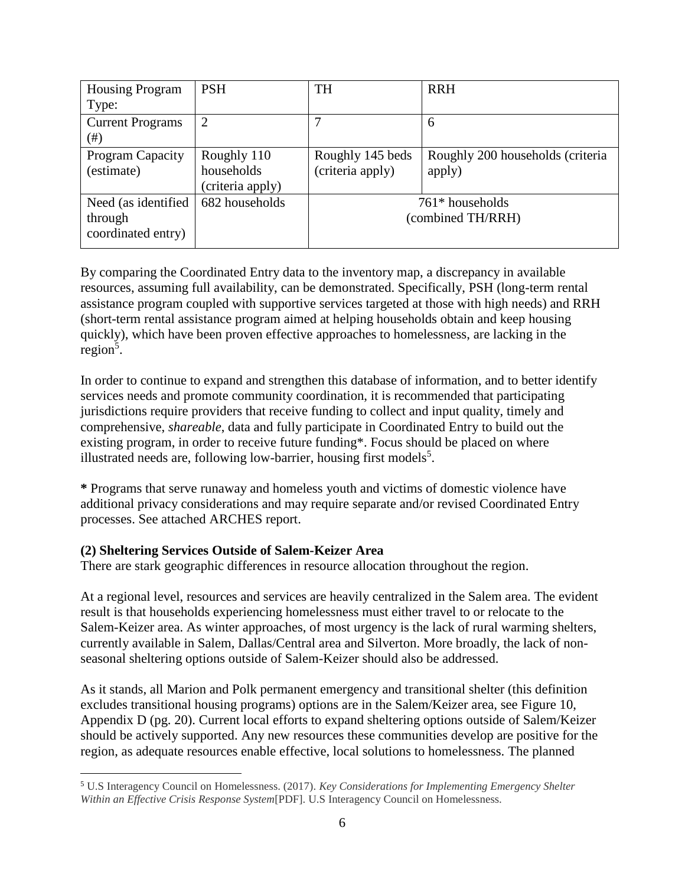| Housing Program Type: | PSH | TH | RRH |
| --- | --- | --- | --- |
| Current Programs (#) | 2 | 7 | 6 |
| Program Capacity (estimate) | Roughly 110 households (criteria apply) | Roughly 145 beds (criteria apply) | Roughly 200 households (criteria apply) |
| Need (as identified through coordinated entry) | 682 households | 761* households (combined TH/RRH) | |

By comparing the Coordinated Entry data to the inventory map, a discrepancy in available resources, assuming full availability, can be demonstrated. Specifically, PSH (long-term rental assistance program coupled with supportive services targeted at those with high needs) and RRH (short-term rental assistance program aimed at helping households obtain and keep housing quickly), which have been proven effective approaches to homelessness, are lacking in the region[5].

In order to continue to expand and strengthen this database of information, and to better identify services needs and promote community coordination, it is recommended that participating jurisdictions require providers that receive funding to collect and input quality, timely and comprehensive, *shareable*, data and fully participate in Coordinated Entry to build out the existing program, in order to receive future funding*. Focus should be placed on where illustrated needs are, following low-barrier, housing first models[5].

**\*** Programs that serve runaway and homeless youth and victims of domestic violence have additional privacy considerations and may require separate and/or revised Coordinated Entry processes. See attached ARCHES report.

**(2) Sheltering Services Outside of Salem-Keizer Area**

There are stark geographic differences in resource allocation throughout the region.

At a regional level, resources and services are heavily centralized in the Salem area. The evident result is that households experiencing homelessness must either travel to or relocate to the Salem-Keizer area. As winter approaches, of most urgency is the lack of rural warming shelters, currently available in Salem, Dallas/Central area and Silverton. More broadly, the lack of non-seasonal sheltering options outside of Salem-Keizer should also be addressed.

As it stands, all Marion and Polk permanent emergency and transitional shelter (this definition excludes transitional housing programs) options are in the Salem/Keizer area, see Figure 10, Appendix D (pg. 20). Current local efforts to expand sheltering options outside of Salem/Keizer should be actively supported. Any new resources these communities develop are positive for the region, as adequate resources enable effective, local solutions to homelessness. The planned

[5] U.S Interagency Council on Homelessness. (2017). *Key Considerations for Implementing Emergency Shelter Within an Effective Crisis Response System*[PDF]. U.S Interagency Council on Homelessness.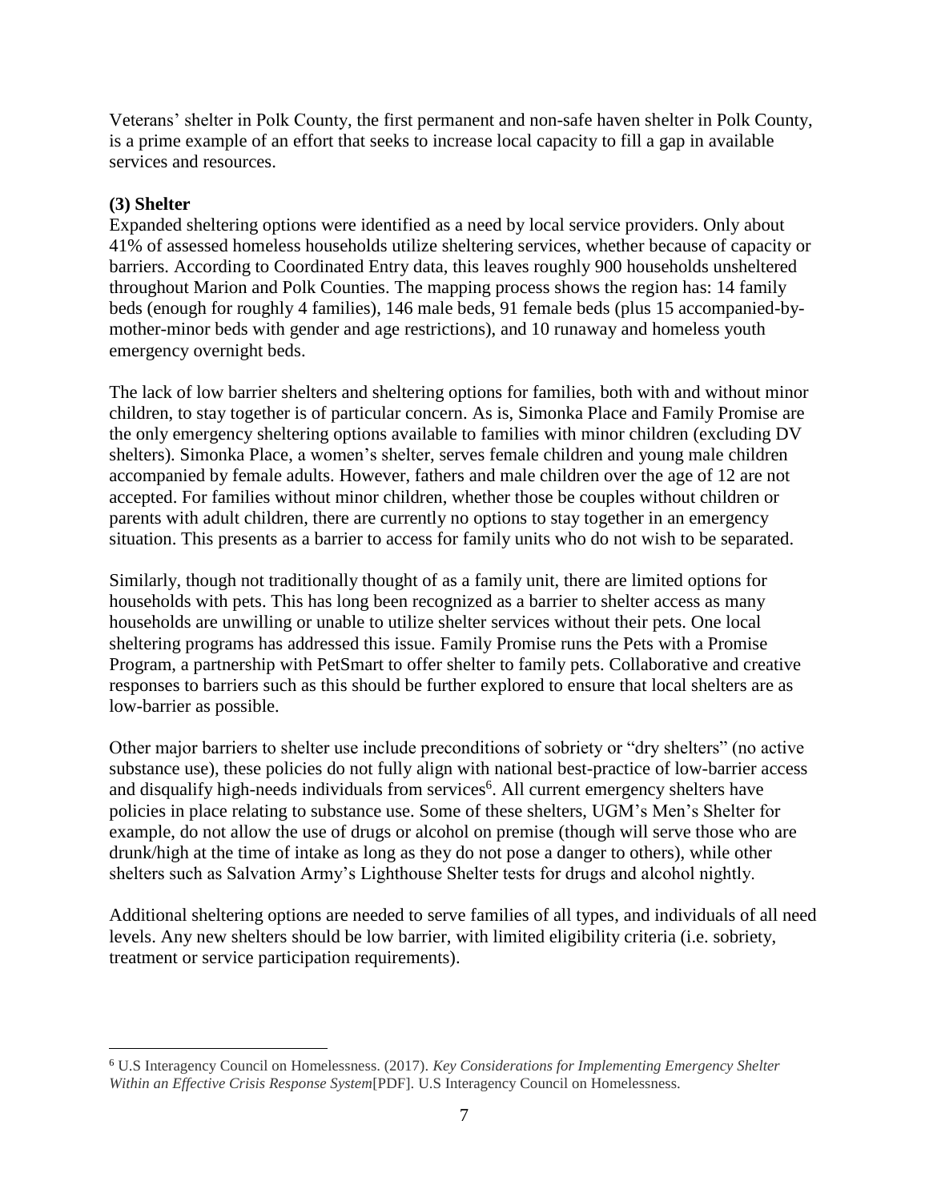Veterans' shelter in Polk County, the first permanent and non-safe haven shelter in Polk County, is a prime example of an effort that seeks to increase local capacity to fill a gap in available services and resources.

**(3) Shelter**

Expanded sheltering options were identified as a need by local service providers. Only about 41% of assessed homeless households utilize sheltering services, whether because of capacity or barriers. According to Coordinated Entry data, this leaves roughly 900 households unsheltered throughout Marion and Polk Counties. The mapping process shows the region has: 14 family beds (enough for roughly 4 families), 146 male beds, 91 female beds (plus 15 accompanied-by-mother-minor beds with gender and age restrictions), and 10 runaway and homeless youth emergency overnight beds.

The lack of low barrier shelters and sheltering options for families, both with and without minor children, to stay together is of particular concern. As is, Simonka Place and Family Promise are the only emergency sheltering options available to families with minor children (excluding DV shelters). Simonka Place, a women's shelter, serves female children and young male children accompanied by female adults. However, fathers and male children over the age of 12 are not accepted. For families without minor children, whether those be couples without children or parents with adult children, there are currently no options to stay together in an emergency situation. This presents as a barrier to access for family units who do not wish to be separated.

Similarly, though not traditionally thought of as a family unit, there are limited options for households with pets. This has long been recognized as a barrier to shelter access as many households are unwilling or unable to utilize shelter services without their pets. One local sheltering programs has addressed this issue. Family Promise runs the Pets with a Promise Program, a partnership with PetSmart to offer shelter to family pets. Collaborative and creative responses to barriers such as this should be further explored to ensure that local shelters are as low-barrier as possible.

Other major barriers to shelter use include preconditions of sobriety or "dry shelters" (no active substance use), these policies do not fully align with national best-practice of low-barrier access and disqualify high-needs individuals from services[6]. All current emergency shelters have policies in place relating to substance use. Some of these shelters, UGM's Men's Shelter for example, do not allow the use of drugs or alcohol on premise (though will serve those who are drunk/high at the time of intake as long as they do not pose a danger to others), while other shelters such as Salvation Army's Lighthouse Shelter tests for drugs and alcohol nightly.

Additional sheltering options are needed to serve families of all types, and individuals of all need levels. Any new shelters should be low barrier, with limited eligibility criteria (i.e. sobriety, treatment or service participation requirements).

---

[6] U.S Interagency Council on Homelessness. (2017). *Key Considerations for Implementing Emergency Shelter Within an Effective Crisis Response System*[PDF]. U.S Interagency Council on Homelessness.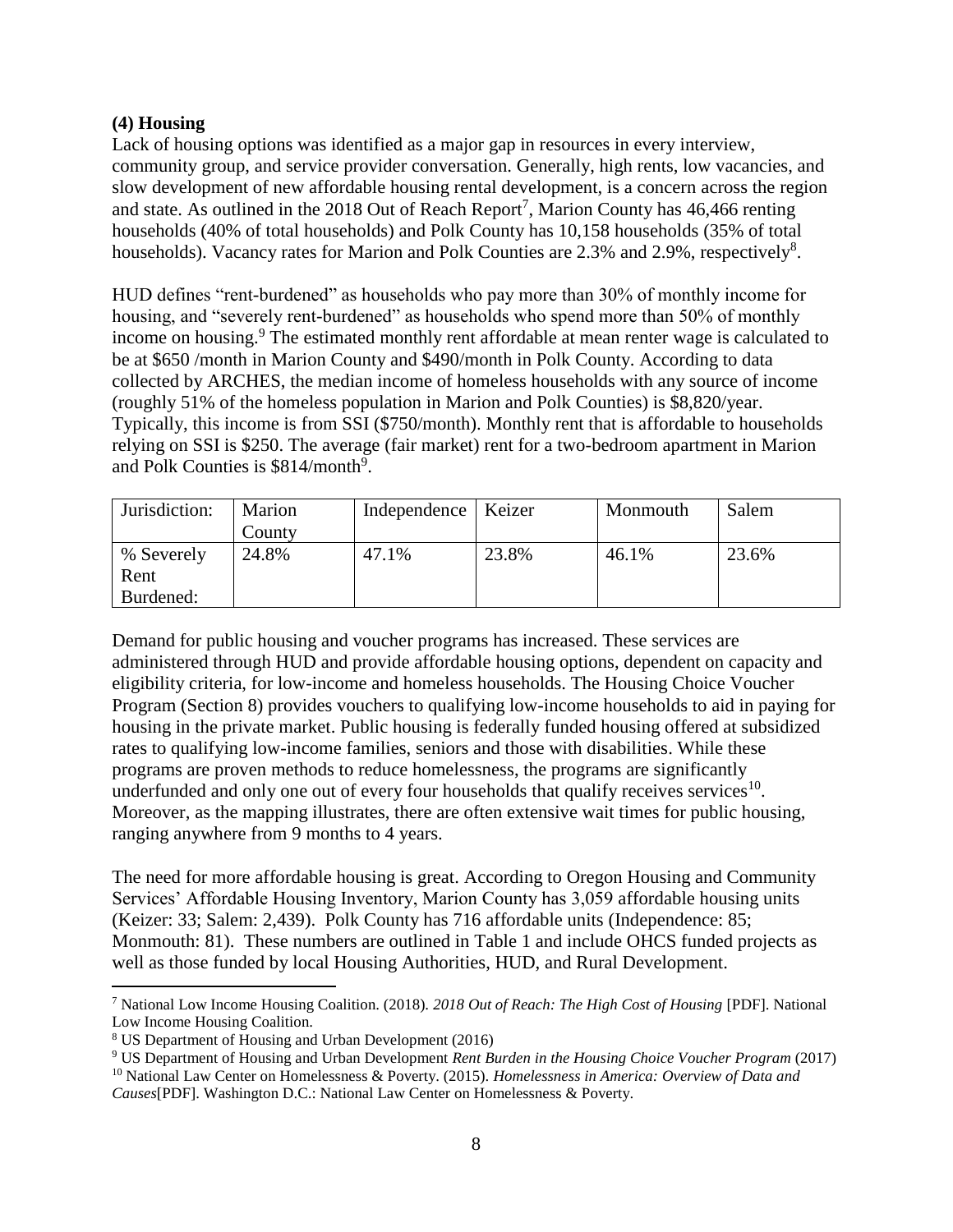**(4) Housing**

Lack of housing options was identified as a major gap in resources in every interview, community group, and service provider conversation. Generally, high rents, low vacancies, and slow development of new affordable housing rental development, is a concern across the region and state. As outlined in the 2018 Out of Reach Report[7], Marion County has 46,466 renting households (40% of total households) and Polk County has 10,158 households (35% of total households). Vacancy rates for Marion and Polk Counties are 2.3% and 2.9%, respectively[8].

HUD defines "rent-burdened" as households who pay more than 30% of monthly income for housing, and "severely rent-burdened" as households who spend more than 50% of monthly income on housing.[9] The estimated monthly rent affordable at mean renter wage is calculated to be at $650 /month in Marion County and $490/month in Polk County. According to data collected by ARCHES, the median income of homeless households with any source of income (roughly 51% of the homeless population in Marion and Polk Counties) is $8,820/year. Typically, this income is from SSI ($750/month). Monthly rent that is affordable to households relying on SSI is $250. The average (fair market) rent for a two-bedroom apartment in Marion and Polk Counties is $814/month[9].

| Jurisdiction: | Marion County | Independence | Keizer | Monmouth | Salem |
|---|---|---|---|---|---|
| % Severely Rent Burdened: | 24.8% | 47.1% | 23.8% | 46.1% | 23.6% |

Demand for public housing and voucher programs has increased. These services are administered through HUD and provide affordable housing options, dependent on capacity and eligibility criteria, for low-income and homeless households. The Housing Choice Voucher Program (Section 8) provides vouchers to qualifying low-income households to aid in paying for housing in the private market. Public housing is federally funded housing offered at subsidized rates to qualifying low-income families, seniors and those with disabilities. While these programs are proven methods to reduce homelessness, the programs are significantly underfunded and only one out of every four households that qualify receives services[10]. Moreover, as the mapping illustrates, there are often extensive wait times for public housing, ranging anywhere from 9 months to 4 years.

The need for more affordable housing is great. According to Oregon Housing and Community Services' Affordable Housing Inventory, Marion County has 3,059 affordable housing units (Keizer: 33; Salem: 2,439). Polk County has 716 affordable units (Independence: 85; Monmouth: 81). These numbers are outlined in Table 1 and include OHCS funded projects as well as those funded by local Housing Authorities, HUD, and Rural Development.

---

[7] National Low Income Housing Coalition. (2018). *2018 Out of Reach: The High Cost of Housing* [PDF]. National Low Income Housing Coalition.

[8] US Department of Housing and Urban Development (2016)

[9] US Department of Housing and Urban Development *Rent Burden in the Housing Choice Voucher Program* (2017)

[10] National Law Center on Homelessness & Poverty. (2015). *Homelessness in America: Overview of Data and Causes*[PDF]. Washington D.C.: National Law Center on Homelessness & Poverty.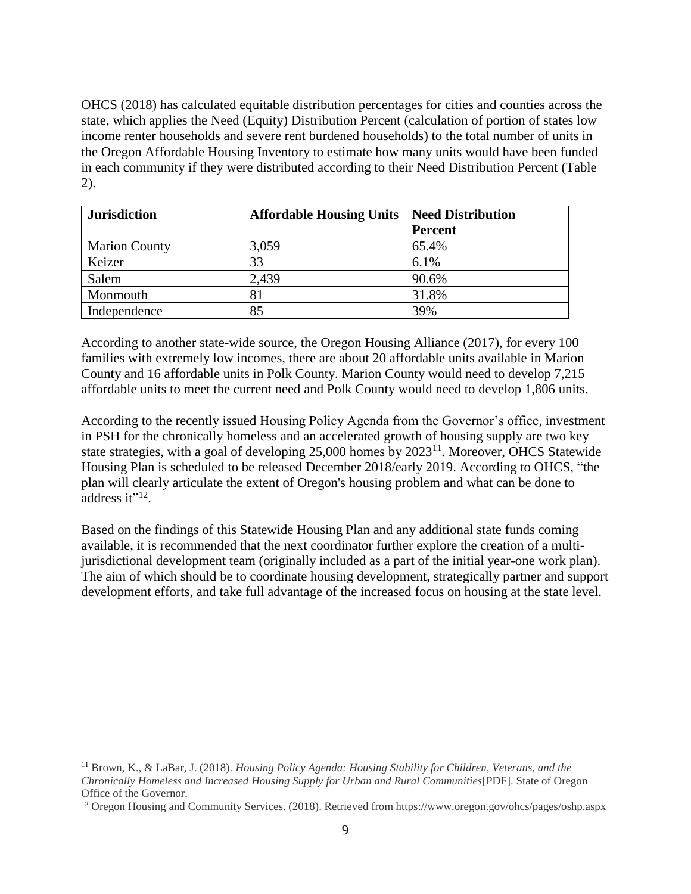OHCS (2018) has calculated equitable distribution percentages for cities and counties across the state, which applies the Need (Equity) Distribution Percent (calculation of portion of states low income renter households and severe rent burdened households) to the total number of units in the Oregon Affordable Housing Inventory to estimate how many units would have been funded in each community if they were distributed according to their Need Distribution Percent (Table 2).

| **Jurisdiction** | **Affordable Housing Units** | **Need Distribution Percent** |
|---|---|---|
| Marion County | 3,059 | 65.4% |
| Keizer | 33 | 6.1% |
| Salem | 2,439 | 90.6% |
| Monmouth | 81 | 31.8% |
| Independence | 85 | 39% |

According to another state-wide source, the Oregon Housing Alliance (2017), for every 100 families with extremely low incomes, there are about 20 affordable units available in Marion County and 16 affordable units in Polk County. Marion County would need to develop 7,215 affordable units to meet the current need and Polk County would need to develop 1,806 units.

According to the recently issued Housing Policy Agenda from the Governor's office, investment in PSH for the chronically homeless and an accelerated growth of housing supply are two key state strategies, with a goal of developing 25,000 homes by 2023[11]. Moreover, OHCS Statewide Housing Plan is scheduled to be released December 2018/early 2019. According to OHCS, "the plan will clearly articulate the extent of Oregon's housing problem and what can be done to address it"[12].

Based on the findings of this Statewide Housing Plan and any additional state funds coming available, it is recommended that the next coordinator further explore the creation of a multi-jurisdictional development team (originally included as a part of the initial year-one work plan). The aim of which should be to coordinate housing development, strategically partner and support development efforts, and take full advantage of the increased focus on housing at the state level.

---

[11] Brown, K., & LaBar, J. (2018). *Housing Policy Agenda: Housing Stability for Children, Veterans, and the Chronically Homeless and Increased Housing Supply for Urban and Rural Communities*[PDF]. State of Oregon Office of the Governor.

[12] Oregon Housing and Community Services. (2018). Retrieved from https://www.oregon.gov/ohcs/pages/oshp.aspx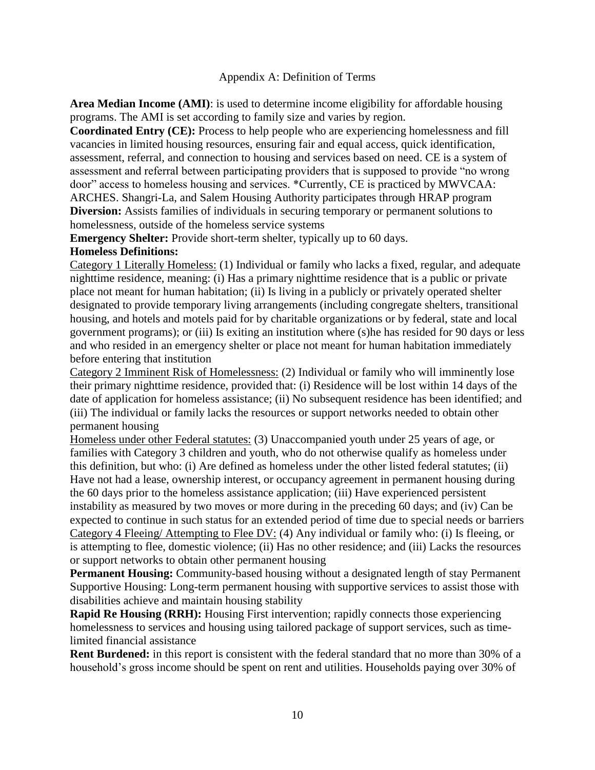# Appendix A: Definition of Terms

**Area Median Income (AMI)**: is used to determine income eligibility for affordable housing programs. The AMI is set according to family size and varies by region.

**Coordinated Entry (CE):** Process to help people who are experiencing homelessness and fill vacancies in limited housing resources, ensuring fair and equal access, quick identification, assessment, referral, and connection to housing and services based on need. CE is a system of assessment and referral between participating providers that is supposed to provide "no wrong door" access to homeless housing and services. *Currently, CE is practiced by MWVCAA: ARCHES. Shangri-La, and Salem Housing Authority participates through HRAP program

**Diversion:** Assists families of individuals in securing temporary or permanent solutions to homelessness, outside of the homeless service systems

**Emergency Shelter:** Provide short-term shelter, typically up to 60 days.

**Homeless Definitions:**

<u>Category 1 Literally Homeless:</u> (1) Individual or family who lacks a fixed, regular, and adequate nighttime residence, meaning: (i) Has a primary nighttime residence that is a public or private place not meant for human habitation; (ii) Is living in a publicly or privately operated shelter designated to provide temporary living arrangements (including congregate shelters, transitional housing, and hotels and motels paid for by charitable organizations or by federal, state and local government programs); or (iii) Is exiting an institution where (s)he has resided for 90 days or less and who resided in an emergency shelter or place not meant for human habitation immediately before entering that institution

<u>Category 2 Imminent Risk of Homelessness:</u> (2) Individual or family who will imminently lose their primary nighttime residence, provided that: (i) Residence will be lost within 14 days of the date of application for homeless assistance; (ii) No subsequent residence has been identified; and (iii) The individual or family lacks the resources or support networks needed to obtain other permanent housing

<u>Homeless under other Federal statutes:</u> (3) Unaccompanied youth under 25 years of age, or families with Category 3 children and youth, who do not otherwise qualify as homeless under this definition, but who: (i) Are defined as homeless under the other listed federal statutes; (ii) Have not had a lease, ownership interest, or occupancy agreement in permanent housing during the 60 days prior to the homeless assistance application; (iii) Have experienced persistent instability as measured by two moves or more during in the preceding 60 days; and (iv) Can be expected to continue in such status for an extended period of time due to special needs or barriers

<u>Category 4 Fleeing/ Attempting to Flee DV:</u> (4) Any individual or family who: (i) Is fleeing, or is attempting to flee, domestic violence; (ii) Has no other residence; and (iii) Lacks the resources or support networks to obtain other permanent housing

**Permanent Housing:** Community-based housing without a designated length of stay Permanent Supportive Housing: Long-term permanent housing with supportive services to assist those with disabilities achieve and maintain housing stability

**Rapid Re Housing (RRH):** Housing First intervention; rapidly connects those experiencing homelessness to services and housing using tailored package of support services, such as time-limited financial assistance

**Rent Burdened:** in this report is consistent with the federal standard that no more than 30% of a household's gross income should be spent on rent and utilities. Households paying over 30% of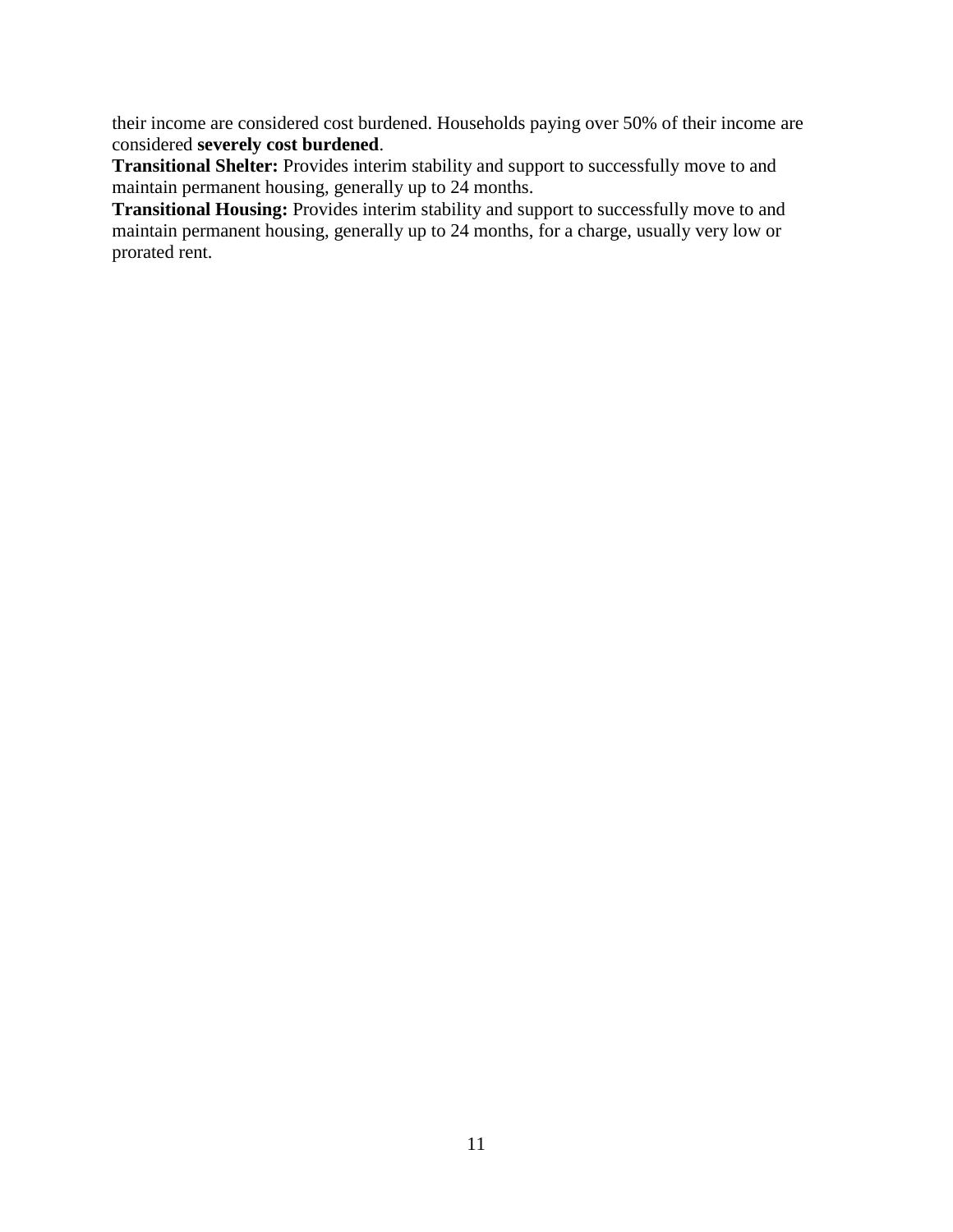their income are considered cost burdened. Households paying over 50% of their income are considered **severely cost burdened**.

**Transitional Shelter:** Provides interim stability and support to successfully move to and maintain permanent housing, generally up to 24 months.

**Transitional Housing:** Provides interim stability and support to successfully move to and maintain permanent housing, generally up to 24 months, for a charge, usually very low or prorated rent.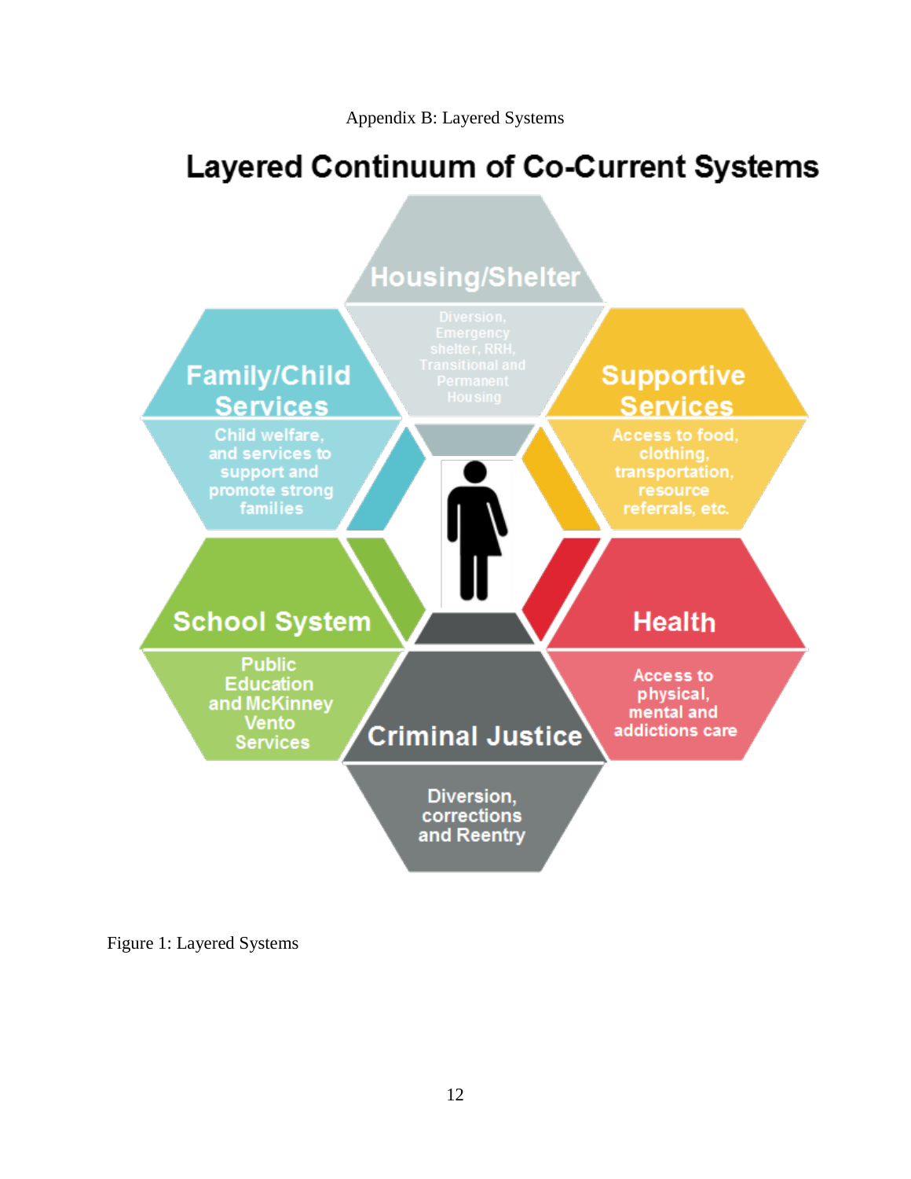Appendix B: Layered Systems

## Layered Continuum of Co-Current Systems

**Housing/Shelter**
Diversion, Emergency shelter, RRH, Transitional and Permanent Housing

**Family/Child Services**
Child welfare, and services to support and promote strong families

**Supportive Services**
Access to food, clothing, transportation, resource referrals, etc.

**School System**
Public Education and McKinney Vento Services

**Health**
Access to physical, mental and addictions care

**Criminal Justice**
Diversion, corrections and Reentry

Figure 1: Layered Systems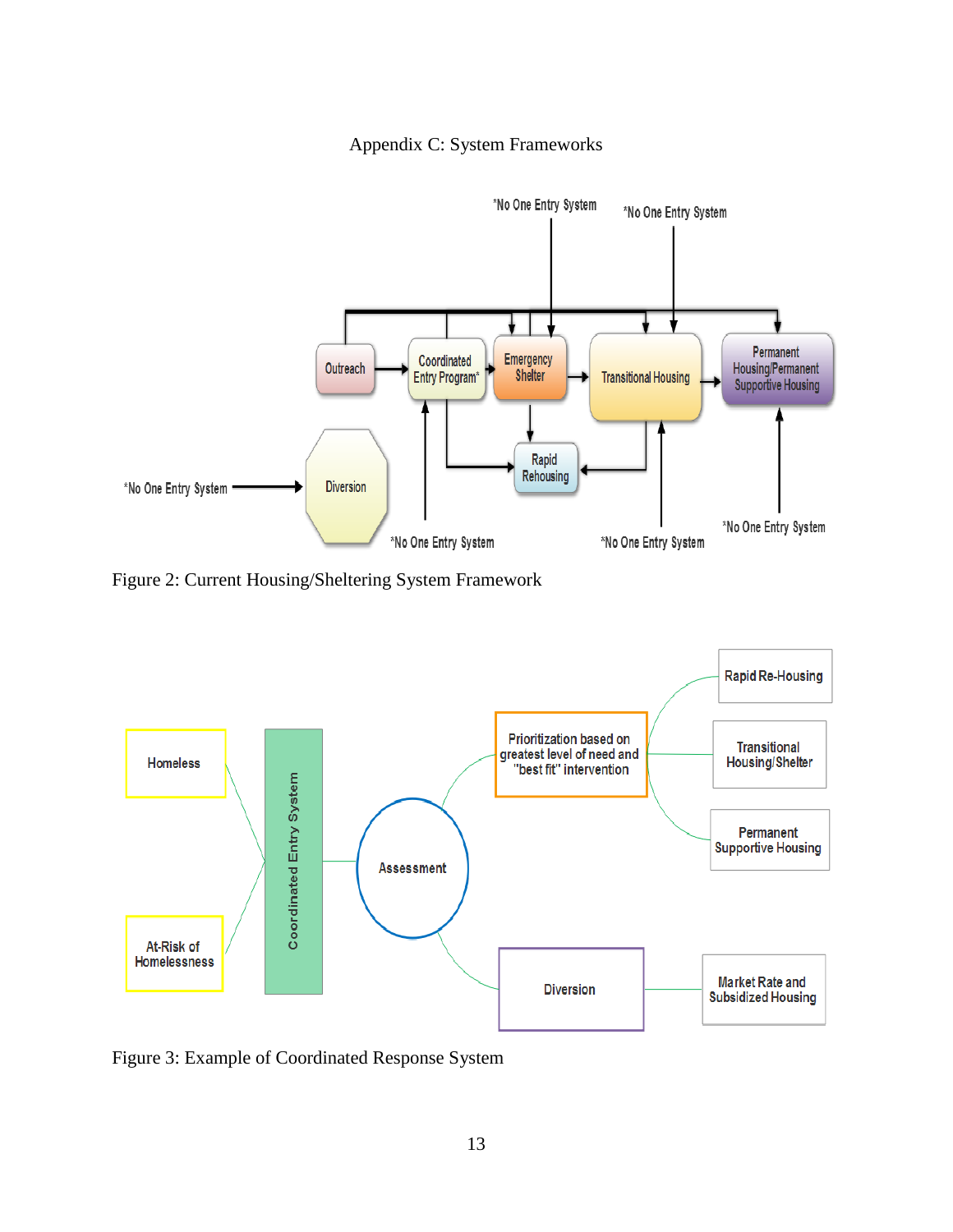## Appendix C: System Frameworks

Figure 2: Current Housing/Sheltering System Framework

Figure 3: Example of Coordinated Response System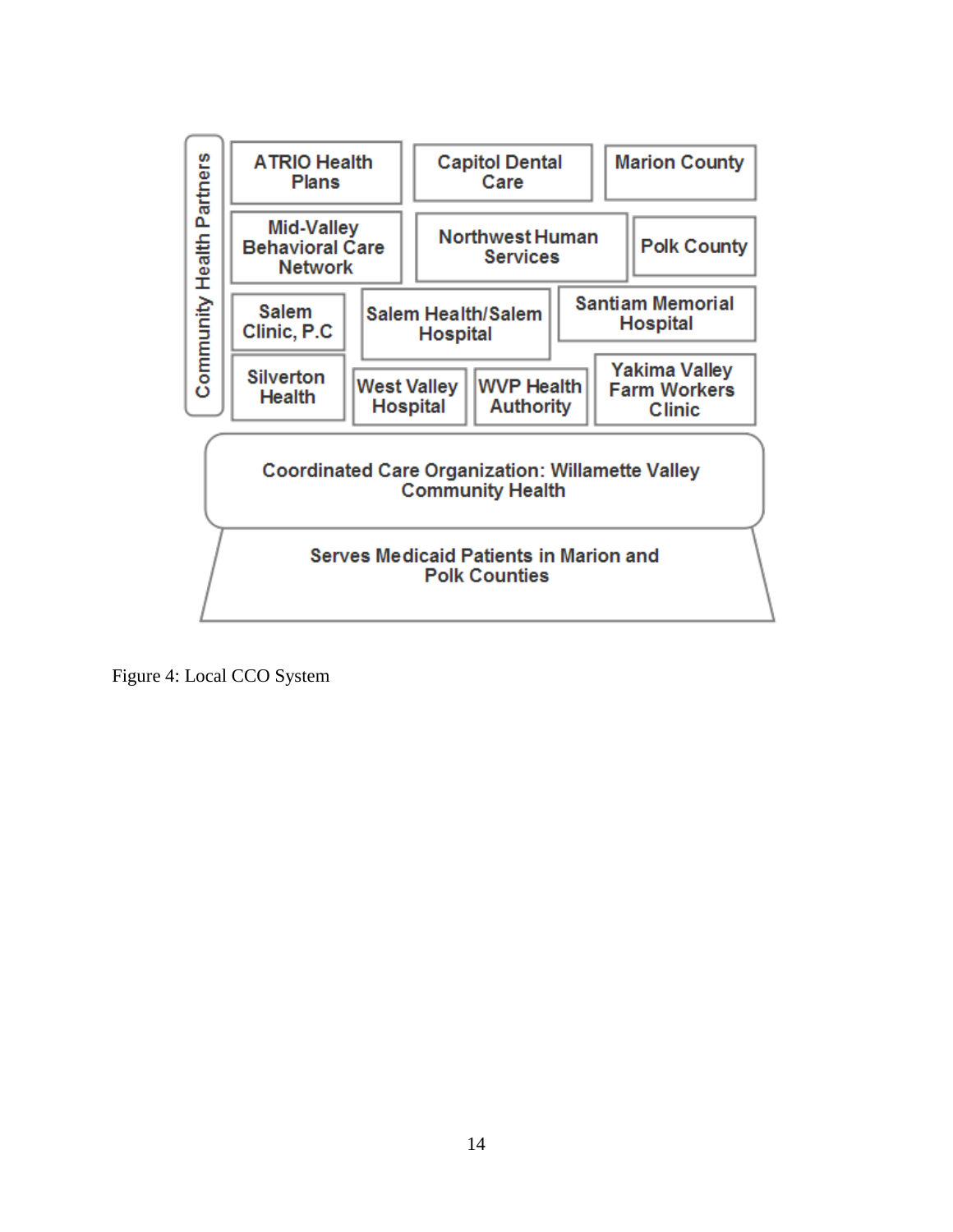Community Health Partners

- ATRIO Health Plans
- Capitol Dental Care
- Marion County
- Mid-Valley Behavioral Care Network
- Northwest Human Services
- Polk County
- Salem Clinic, P.C
- Salem Health/Salem Hospital
- Santiam Memorial Hospital
- Silverton Health
- West Valley Hospital
- WVP Health Authority
- Yakima Valley Farm Workers Clinic

Coordinated Care Organization: Willamette Valley Community Health

Serves Medicaid Patients in Marion and Polk Counties

Figure 4: Local CCO System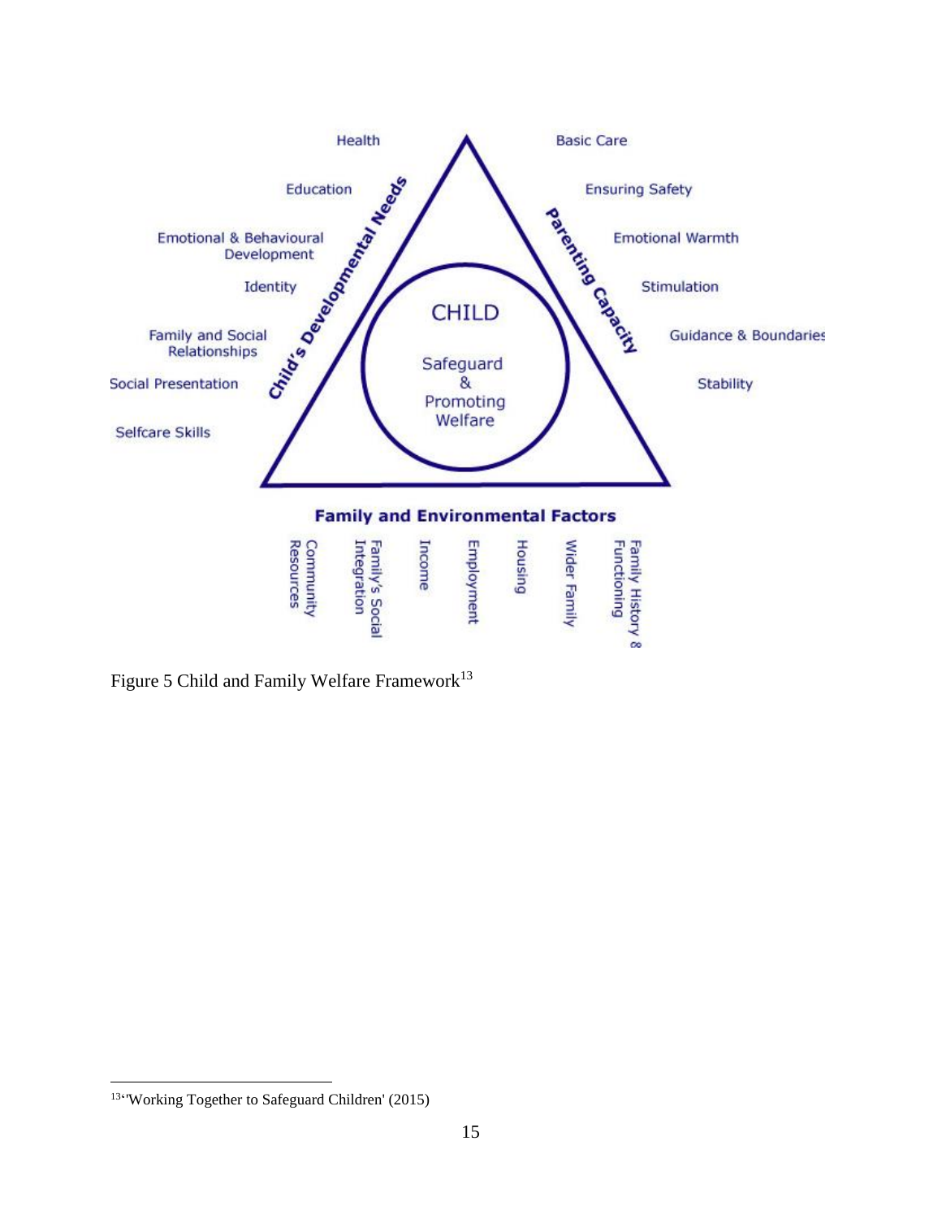Health

Education

Emotional & Behavioural Development

Identity

Family and Social Relationships

Social Presentation

Selfcare Skills

Child's Developmental Needs

CHILD

Safeguard & Promoting Welfare

Parenting Capacity

Basic Care

Ensuring Safety

Emotional Warmth

Stimulation

Guidance & Boundaries

Stability

**Family and Environmental Factors**

Community Resources

Family's Social Integration

Income

Employment

Housing

Wider Family

Family History & Functioning

Figure 5 Child and Family Welfare Framework[13]

[13] 'Working Together to Safeguard Children' (2015)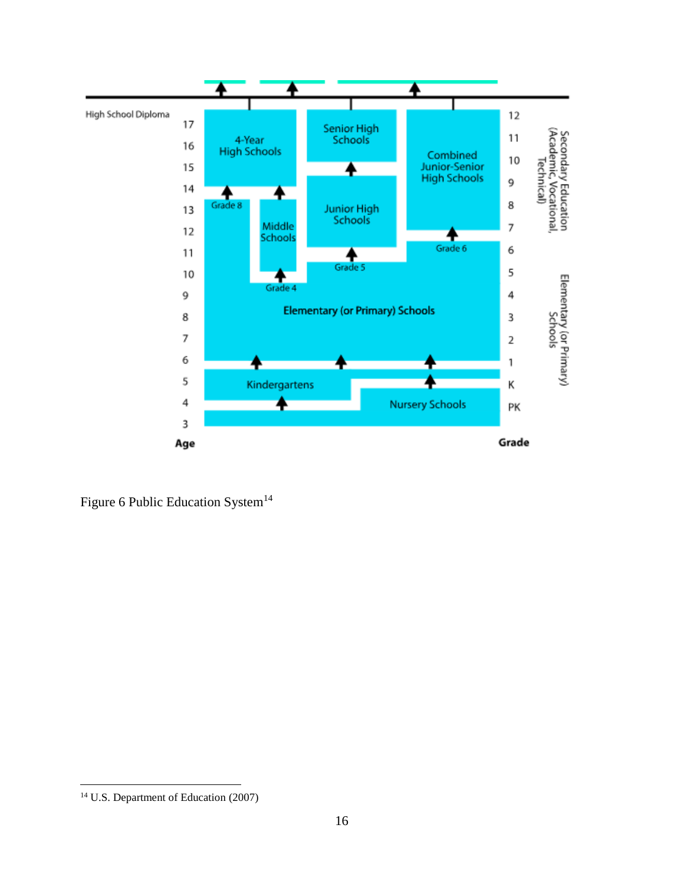Figure 6 Public Education System[14]

[14] U.S. Department of Education (2007)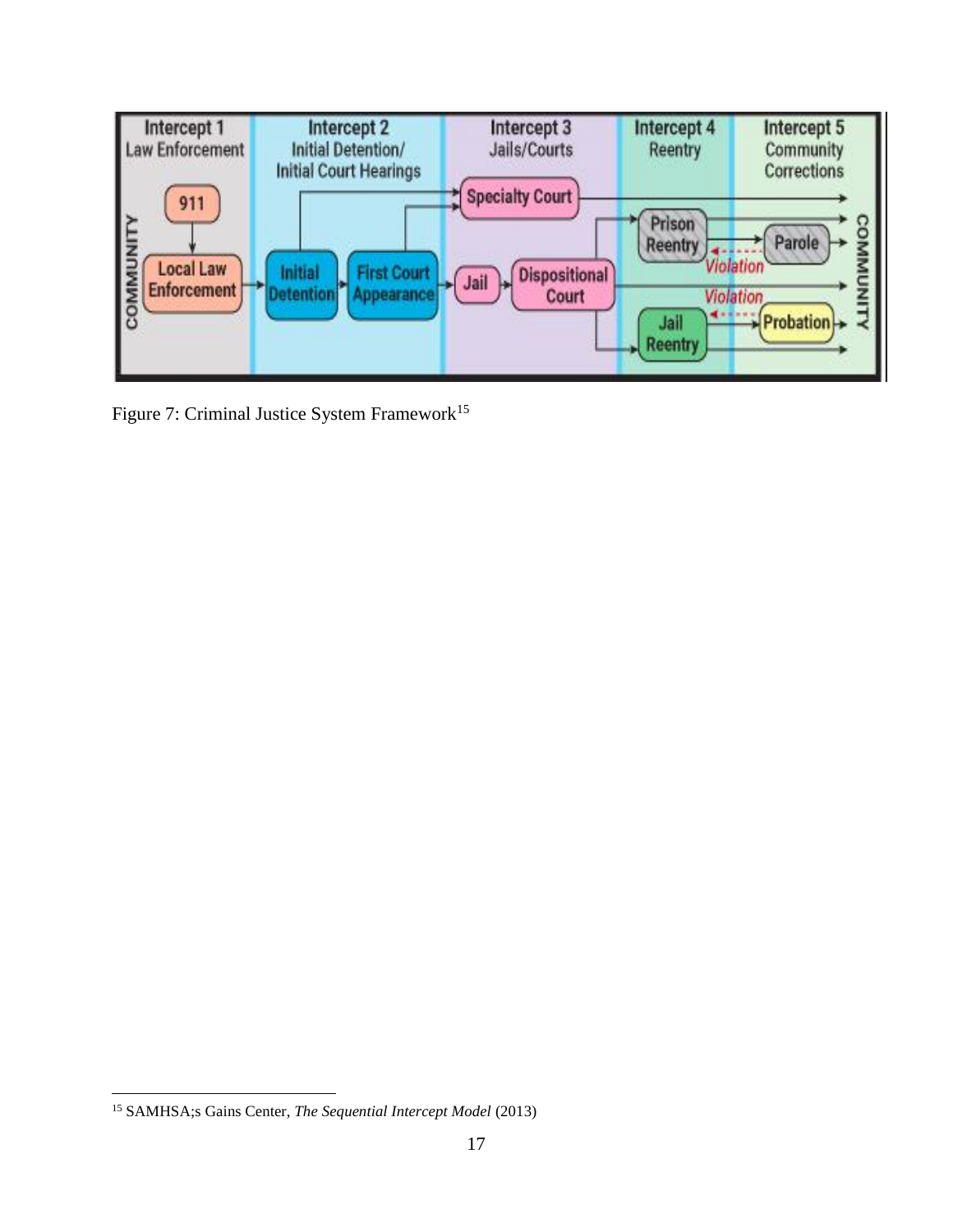Figure 7: Criminal Justice System Framework[15]

[15] SAMHSA;s Gains Center, *The Sequential Intercept Model* (2013)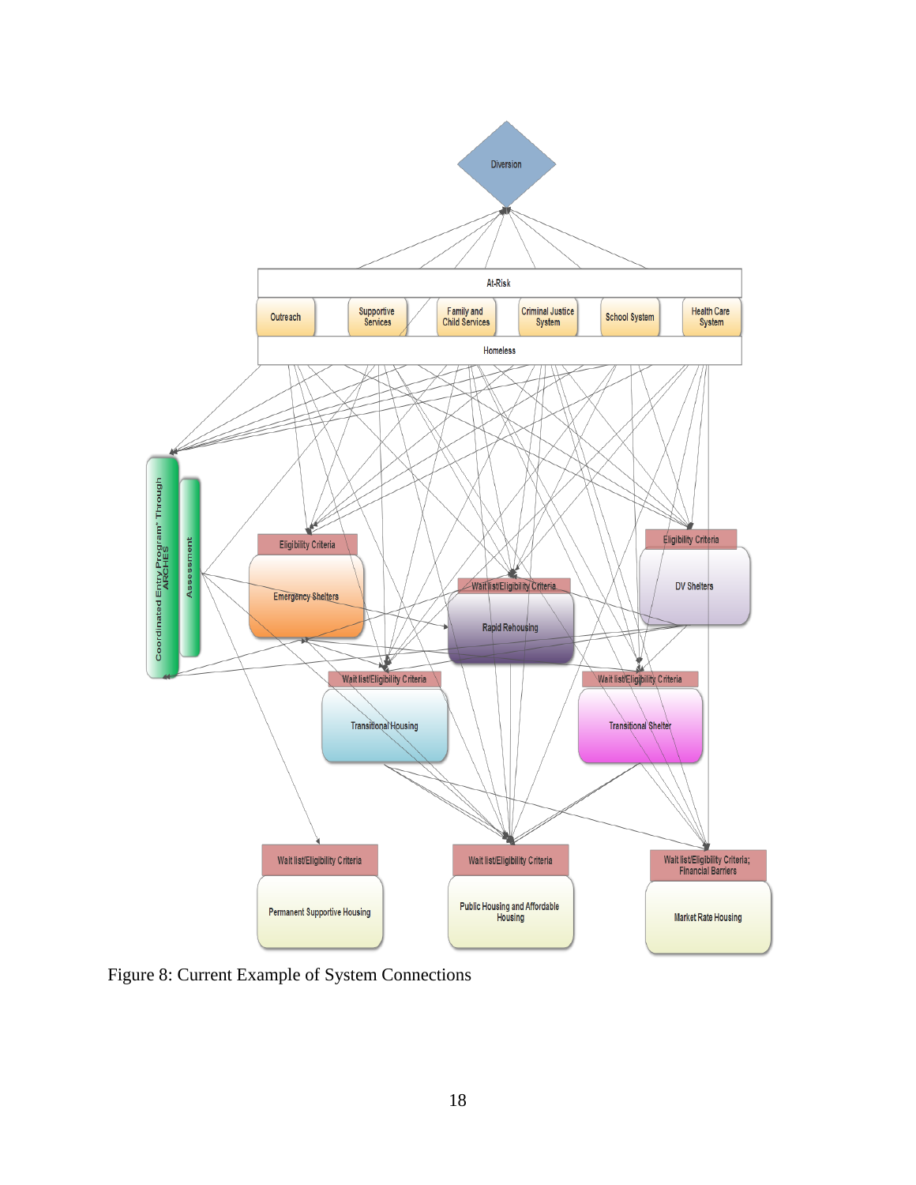Diversion

At-Risk

Outreach | Supportive Services | Family and Child Services | Criminal Justice System | School System | Health Care System

Homeless

Coordinated Entry Program" Through ARCHES

Assessment

Eligibility Criteria — Emergency Shelters

Eligibility Criteria — DV Shelters

Wait list/Eligibility Criteria — Rapid Rehousing

Wait list/Eligibility Criteria — Transitional Housing

Wait list/Eligibility Criteria — Transitional Shelter

Wait list/Eligibility Criteria — Permanent Supportive Housing

Wait list/Eligibility Criteria — Public Housing and Affordable Housing

Wait list/Eligibility Criteria; Financial Barriers — Market Rate Housing

Figure 8: Current Example of System Connections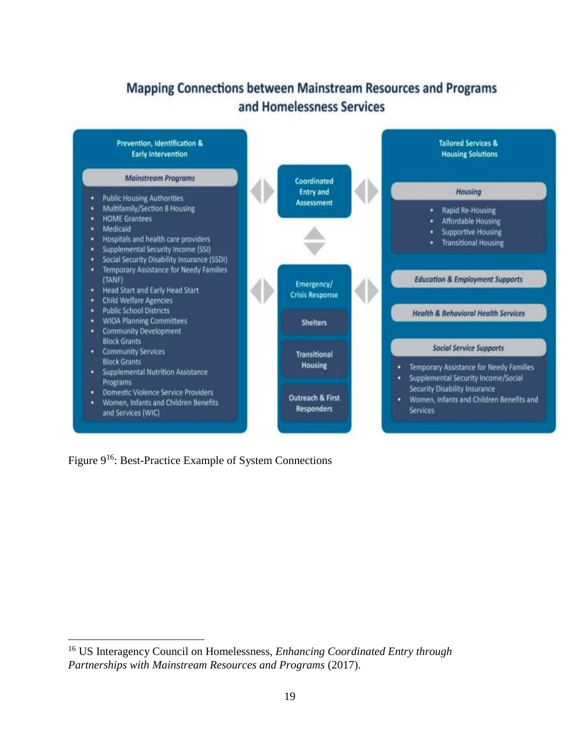## Mapping Connections between Mainstream Resources and Programs and Homelessness Services

**Prevention, Identification & Early Intervention**

*Mainstream Programs*

- Public Housing Authorities
- Multifamily/Section 8 Housing
- HOME Grantees
- Medicaid
- Hospitals and health care providers
- Supplemental Security Income (SSI)
- Social Security Disability Insurance (SSDI)
- Temporary Assistance for Needy Families (TANF)
- Head Start and Early Head Start
- Child Welfare Agencies
- Public School Districts
- WIOA Planning Committees
- Community Development Block Grants
- Community Services Block Grants
- Supplemental Nutrition Assistance Programs
- Domestic Violence Service Providers
- Women, Infants and Children Benefits and Services (WIC)

**Coordinated Entry and Assessment**

**Emergency/ Crisis Response**

- Shelters
- Transitional Housing
- Outreach & First Responders

**Tailored Services & Housing Solutions**

*Housing*

- Rapid Re-Housing
- Affordable Housing
- Supportive Housing
- Transitional Housing

*Education & Employment Supports*

*Health & Behavioral Health Services*

*Social Service Supports*

- Temporary Assistance for Needy Families
- Supplemental Security Income/Social Security Disability Insurance
- Women, Infants and Children Benefits and Services

Figure 9[16]: Best-Practice Example of System Connections

[16] US Interagency Council on Homelessness, *Enhancing Coordinated Entry through Partnerships with Mainstream Resources and Programs* (2017).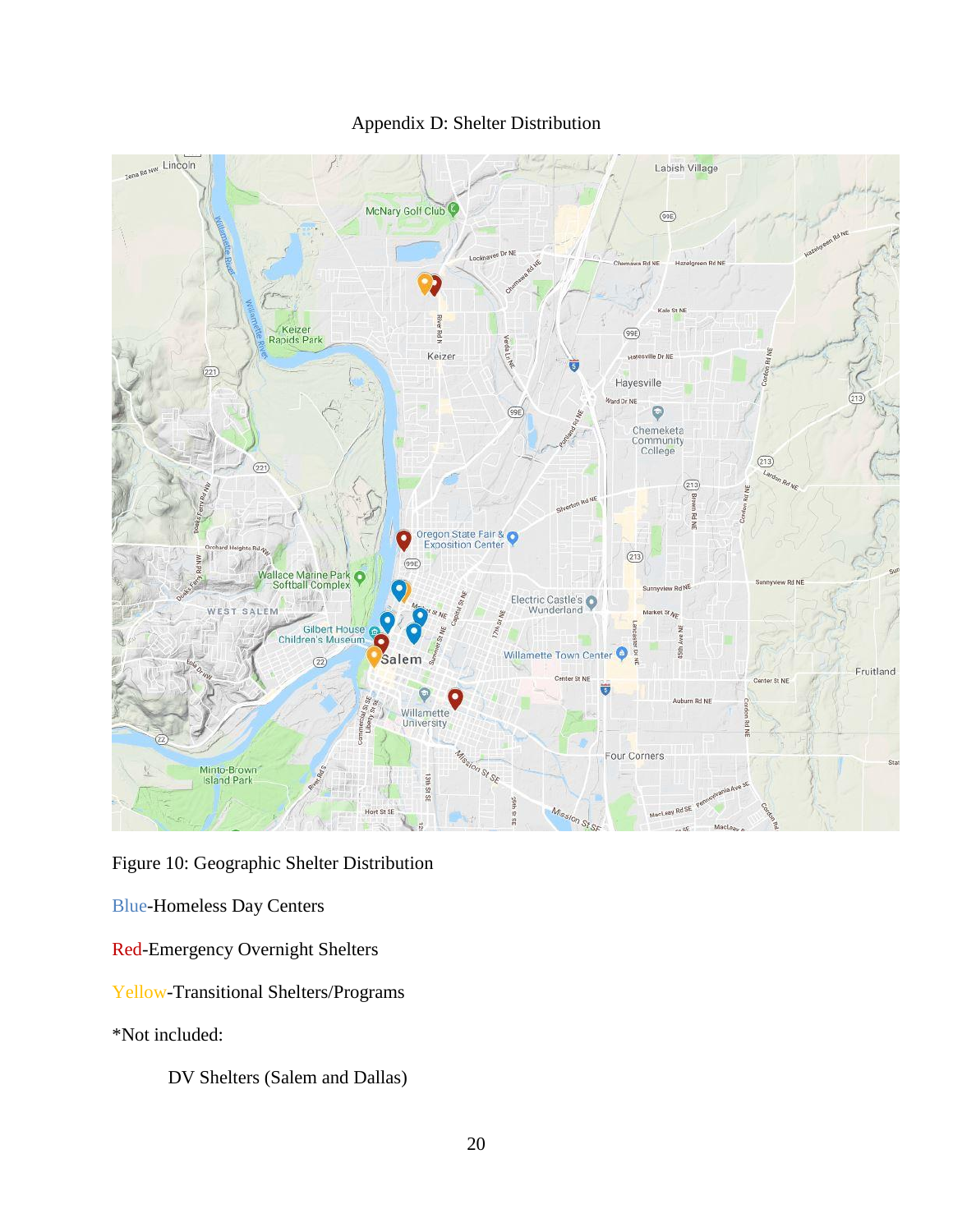Appendix D: Shelter Distribution

Figure 10: Geographic Shelter Distribution

Blue-Homeless Day Centers

Red-Emergency Overnight Shelters

Yellow-Transitional Shelters/Programs

*Not included:

DV Shelters (Salem and Dallas)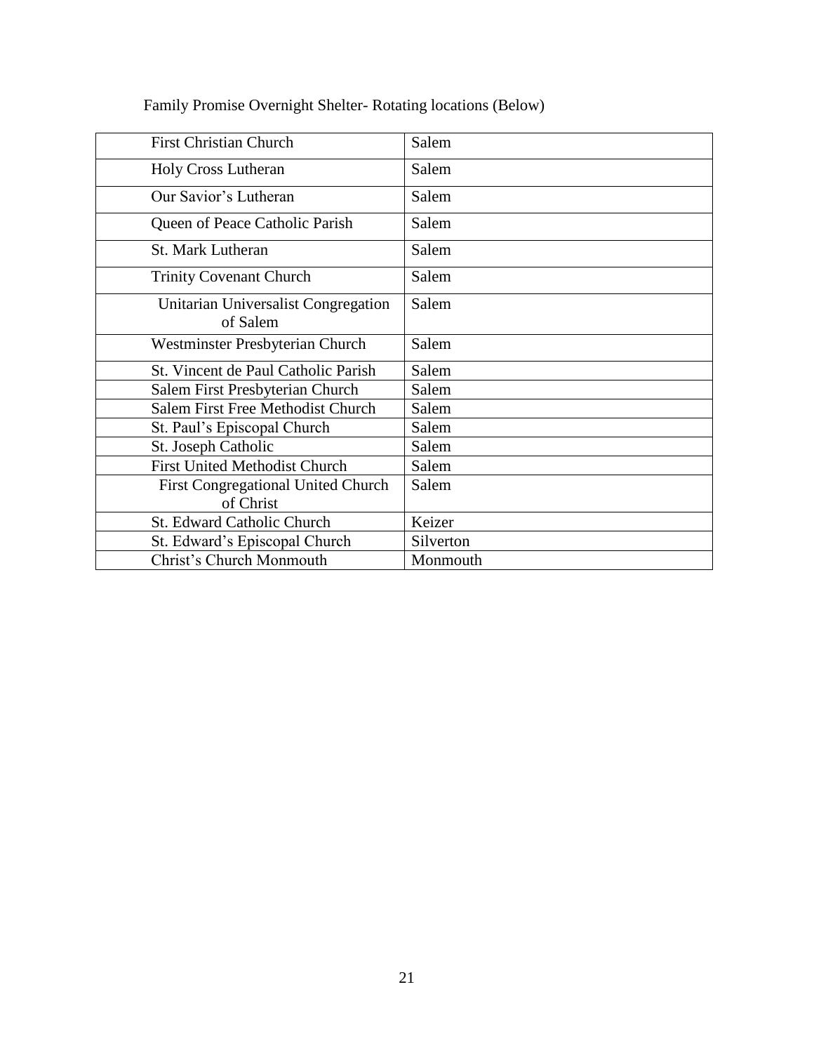Family Promise Overnight Shelter- Rotating locations (Below)

| | |
|---|---|
| First Christian Church | Salem |
| Holy Cross Lutheran | Salem |
| Our Savior's Lutheran | Salem |
| Queen of Peace Catholic Parish | Salem |
| St. Mark Lutheran | Salem |
| Trinity Covenant Church | Salem |
| Unitarian Universalist Congregation of Salem | Salem |
| Westminster Presbyterian Church | Salem |
| St. Vincent de Paul Catholic Parish | Salem |
| Salem First Presbyterian Church | Salem |
| Salem First Free Methodist Church | Salem |
| St. Paul's Episcopal Church | Salem |
| St. Joseph Catholic | Salem |
| First United Methodist Church | Salem |
| First Congregational United Church of Christ | Salem |
| St. Edward Catholic Church | Keizer |
| St. Edward's Episcopal Church | Silverton |
| Christ's Church Monmouth | Monmouth |